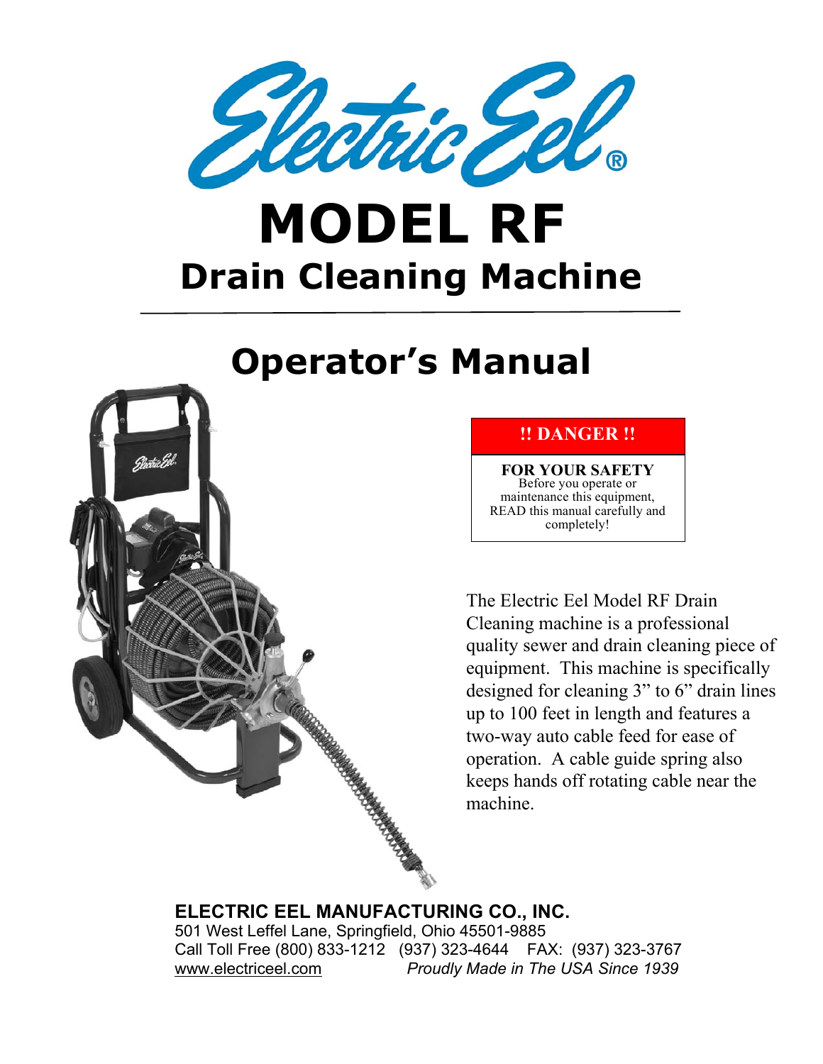# Electric Eel®

# MODEL RF

## Drain Cleaning Machine

# Operator's Manual

**!! DANGER !!**

**FOR YOUR SAFETY**
Before you operate or maintenance this equipment, READ this manual carefully and completely!

The Electric Eel Model RF Drain Cleaning machine is a professional quality sewer and drain cleaning piece of equipment. This machine is specifically designed for cleaning 3" to 6" drain lines up to 100 feet in length and features a two-way auto cable feed for ease of operation. A cable guide spring also keeps hands off rotating cable near the machine.

**ELECTRIC EEL MANUFACTURING CO., INC.**
501 West Leffel Lane, Springfield, Ohio 45501-9885
Call Toll Free (800) 833-1212 (937) 323-4644 FAX: (937) 323-3767
www.electriceel.com *Proudly Made in The USA Since 1939*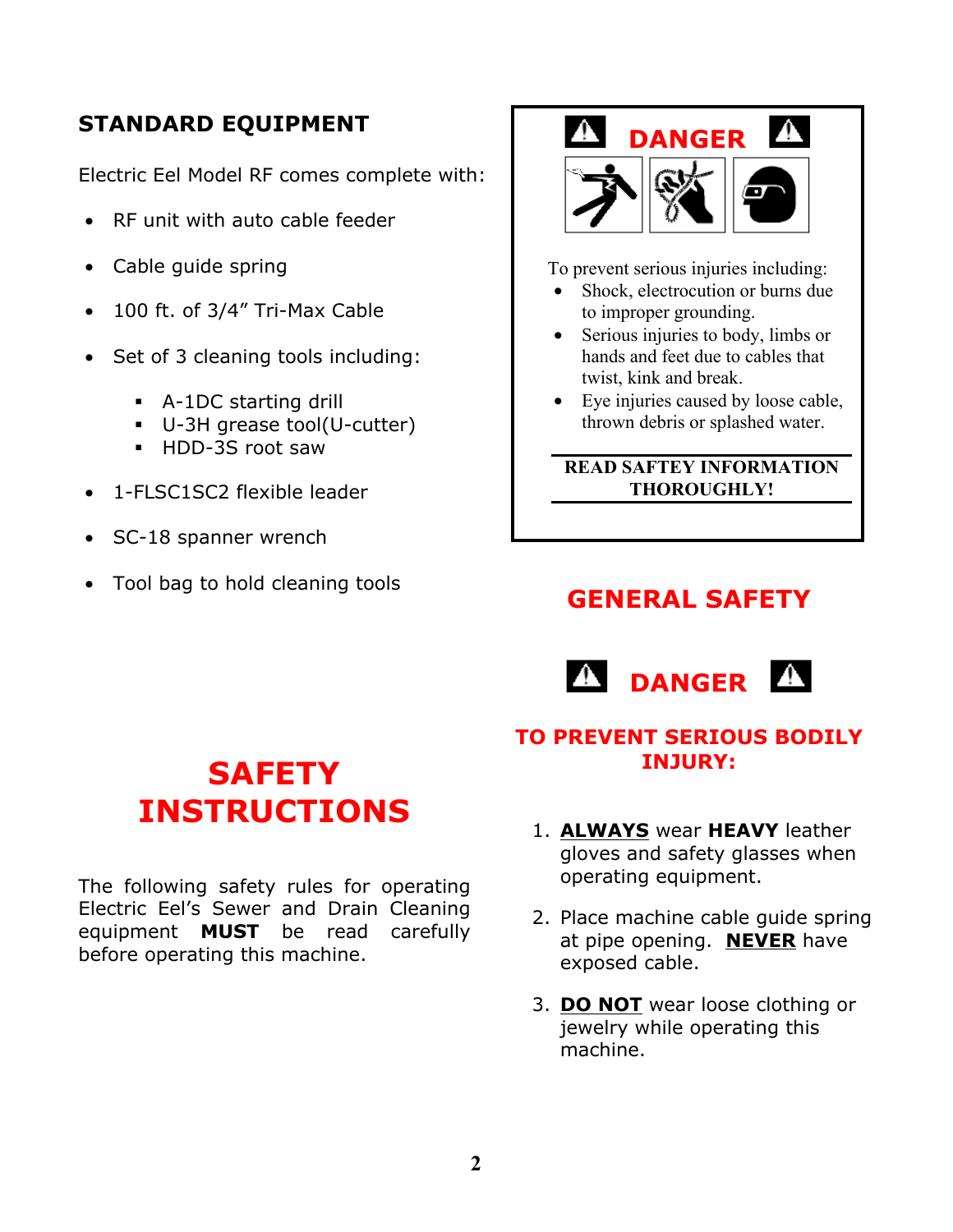## STANDARD EQUIPMENT

Electric Eel Model RF comes complete with:

- RF unit with auto cable feeder
- Cable guide spring
- 100 ft. of 3/4” Tri-Max Cable
- Set of 3 cleaning tools including:
    - A-1DC starting drill
    - U-3H grease tool(U-cutter)
    - HDD-3S root saw
- 1-FLSC1SC2 flexible leader
- SC-18 spanner wrench
- Tool bag to hold cleaning tools

# SAFETY INSTRUCTIONS

The following safety rules for operating Electric Eel’s Sewer and Drain Cleaning equipment **MUST** be read carefully before operating this machine.

### DANGER

To prevent serious injuries including:

- Shock, electrocution or burns due to improper grounding.
- Serious injuries to body, limbs or hands and feet due to cables that twist, kink and break.
- Eye injuries caused by loose cable, thrown debris or splashed water.

**READ SAFTEY INFORMATION THOROUGHLY!**

## GENERAL SAFETY

### DANGER

**TO PREVENT SERIOUS BODILY INJURY:**

1. **ALWAYS** wear **HEAVY** leather gloves and safety glasses when operating equipment.
2. Place machine cable guide spring at pipe opening. **NEVER** have exposed cable.
3. **DO NOT** wear loose clothing or jewelry while operating this machine.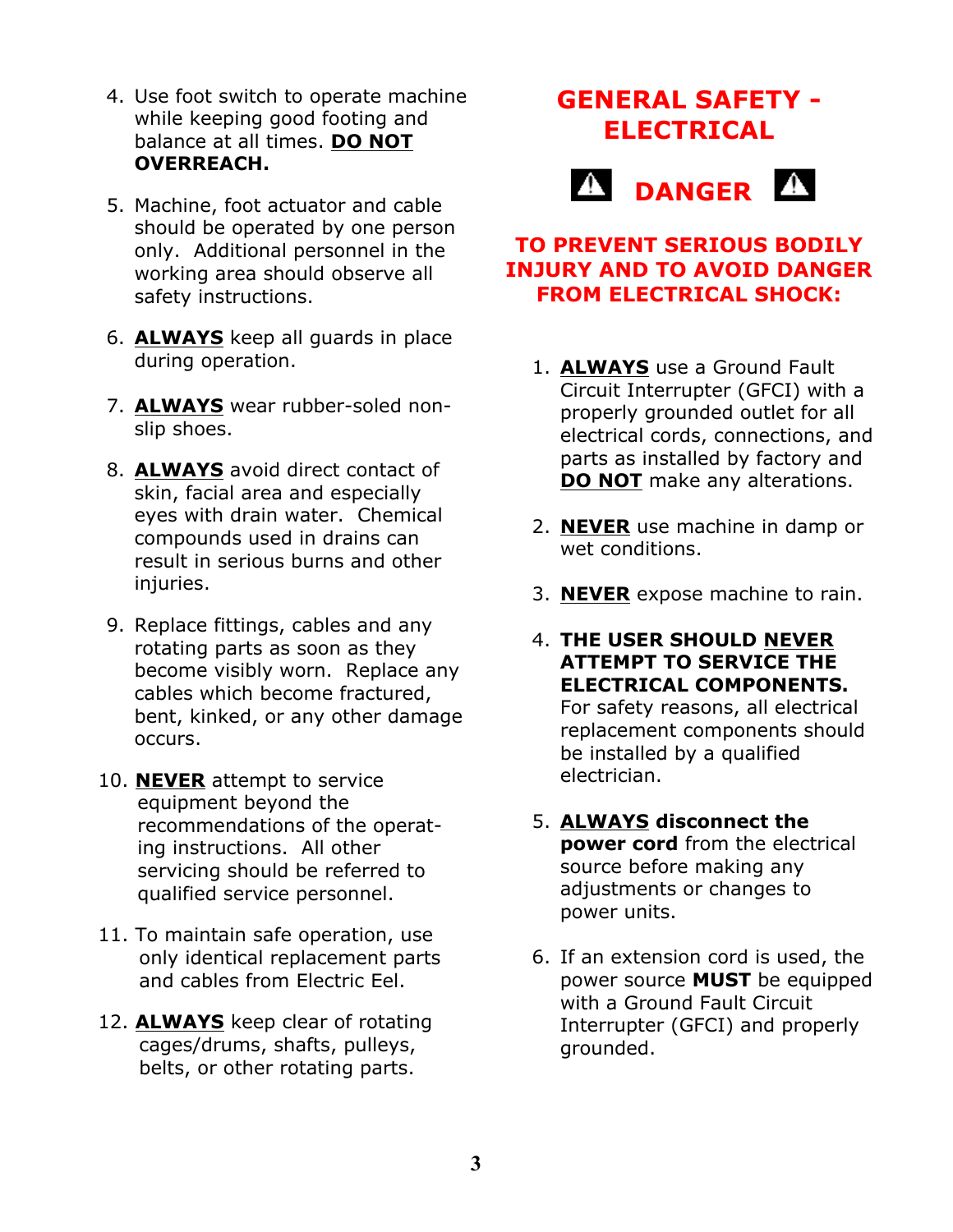4. Use foot switch to operate machine while keeping good footing and balance at all times. **<u>DO NOT</u> OVERREACH.**

5. Machine, foot actuator and cable should be operated by one person only. Additional personnel in the working area should observe all safety instructions.

6. **<u>ALWAYS</u>** keep all guards in place during operation.

7. **<u>ALWAYS</u>** wear rubber-soled non-slip shoes.

8. **<u>ALWAYS</u>** avoid direct contact of skin, facial area and especially eyes with drain water. Chemical compounds used in drains can result in serious burns and other injuries.

9. Replace fittings, cables and any rotating parts as soon as they become visibly worn. Replace any cables which become fractured, bent, kinked, or any other damage occurs.

10. **<u>NEVER</u>** attempt to service equipment beyond the recommendations of the operating instructions. All other servicing should be referred to qualified service personnel.

11. To maintain safe operation, use only identical replacement parts and cables from Electric Eel.

12. **<u>ALWAYS</u>** keep clear of rotating cages/drums, shafts, pulleys, belts, or other rotating parts.

## GENERAL SAFETY - ELECTRICAL

### ⚠ DANGER ⚠

**TO PREVENT SERIOUS BODILY INJURY AND TO AVOID DANGER FROM ELECTRICAL SHOCK:**

1. **<u>ALWAYS</u>** use a Ground Fault Circuit Interrupter (GFCI) with a properly grounded outlet for all electrical cords, connections, and parts as installed by factory and **<u>DO NOT</u>** make any alterations.

2. **<u>NEVER</u>** use machine in damp or wet conditions.

3. **<u>NEVER</u>** expose machine to rain.

4. **THE USER SHOULD <u>NEVER</u> ATTEMPT TO SERVICE THE ELECTRICAL COMPONENTS.** For safety reasons, all electrical replacement components should be installed by a qualified electrician.

5. **<u>ALWAYS</u> disconnect the power cord** from the electrical source before making any adjustments or changes to power units.

6. If an extension cord is used, the power source **MUST** be equipped with a Ground Fault Circuit Interrupter (GFCI) and properly grounded.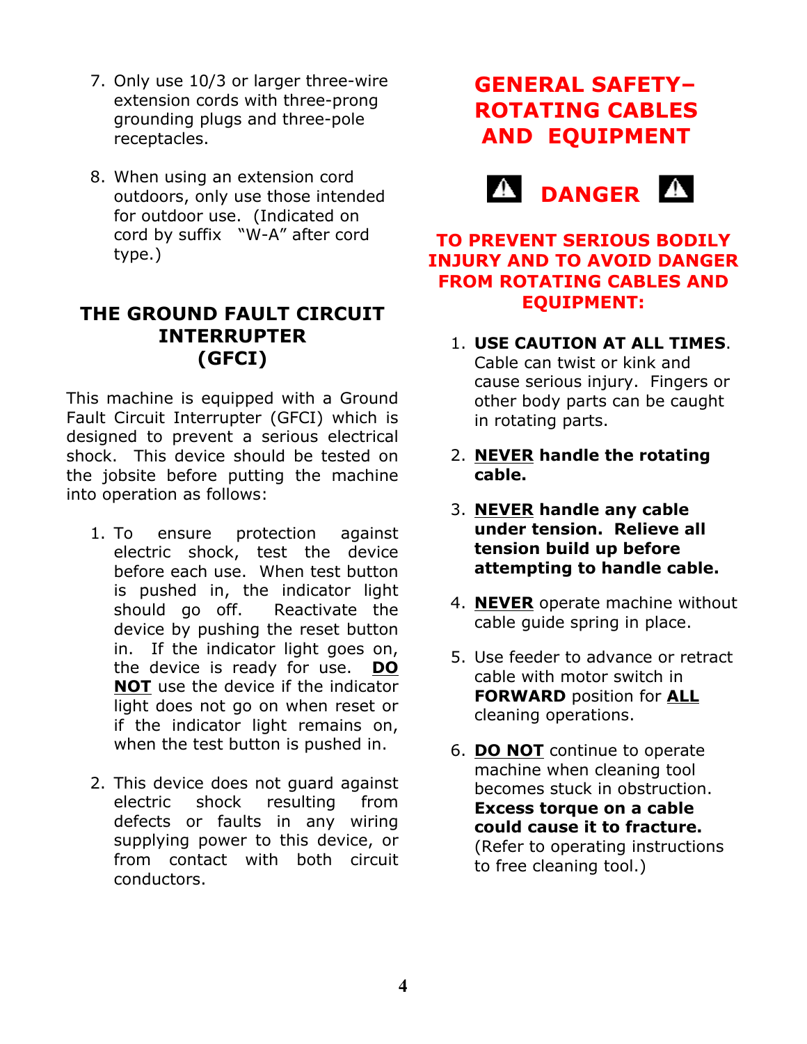7. Only use 10/3 or larger three-wire extension cords with three-prong grounding plugs and three-pole receptacles.

8. When using an extension cord outdoors, only use those intended for outdoor use. (Indicated on cord by suffix "W-A" after cord type.)

## THE GROUND FAULT CIRCUIT INTERRUPTER (GFCI)

This machine is equipped with a Ground Fault Circuit Interrupter (GFCI) which is designed to prevent a serious electrical shock. This device should be tested on the jobsite before putting the machine into operation as follows:

1. To ensure protection against electric shock, test the device before each use. When test button is pushed in, the indicator light should go off. Reactivate the device by pushing the reset button in. If the indicator light goes on, the device is ready for use. **DO NOT** use the device if the indicator light does not go on when reset or if the indicator light remains on, when the test button is pushed in.

2. This device does not guard against electric shock resulting from defects or faults in any wiring supplying power to this device, or from contact with both circuit conductors.

## GENERAL SAFETY– ROTATING CABLES AND EQUIPMENT

### ⚠ DANGER ⚠

**TO PREVENT SERIOUS BODILY INJURY AND TO AVOID DANGER FROM ROTATING CABLES AND EQUIPMENT:**

1. **USE CAUTION AT ALL TIMES**. Cable can twist or kink and cause serious injury. Fingers or other body parts can be caught in rotating parts.

2. **NEVER handle the rotating cable.**

3. **NEVER handle any cable under tension. Relieve all tension build up before attempting to handle cable.**

4. **NEVER** operate machine without cable guide spring in place.

5. Use feeder to advance or retract cable with motor switch in **FORWARD** position for **ALL** cleaning operations.

6. **DO NOT** continue to operate machine when cleaning tool becomes stuck in obstruction. **Excess torque on a cable could cause it to fracture.** (Refer to operating instructions to free cleaning tool.)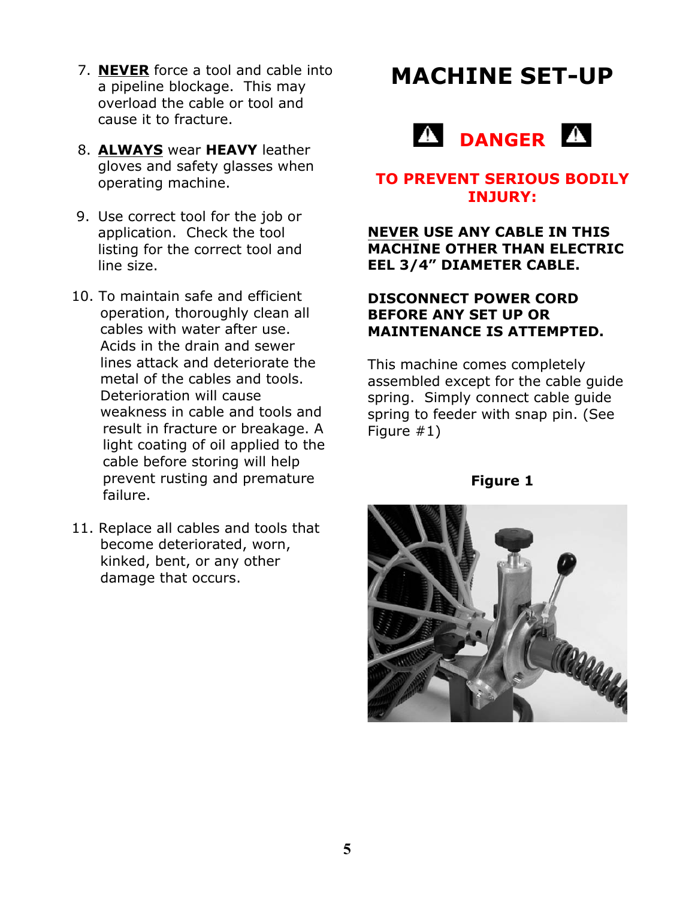7. **NEVER** force a tool and cable into a pipeline blockage. This may overload the cable or tool and cause it to fracture.

8. **ALWAYS** wear **HEAVY** leather gloves and safety glasses when operating machine.

9. Use correct tool for the job or application. Check the tool listing for the correct tool and line size.

10. To maintain safe and efficient operation, thoroughly clean all cables with water after use. Acids in the drain and sewer lines attack and deteriorate the metal of the cables and tools. Deterioration will cause weakness in cable and tools and result in fracture or breakage. A light coating of oil applied to the cable before storing will help prevent rusting and premature failure.

11. Replace all cables and tools that become deteriorated, worn, kinked, bent, or any other damage that occurs.

# MACHINE SET-UP

## ⚠ DANGER ⚠

**TO PREVENT SERIOUS BODILY INJURY:**

**NEVER USE ANY CABLE IN THIS MACHINE OTHER THAN ELECTRIC EEL 3/4" DIAMETER CABLE.**

**DISCONNECT POWER CORD BEFORE ANY SET UP OR MAINTENANCE IS ATTEMPTED.**

This machine comes completely assembled except for the cable guide spring. Simply connect cable guide spring to feeder with snap pin. (See Figure #1)

**Figure 1**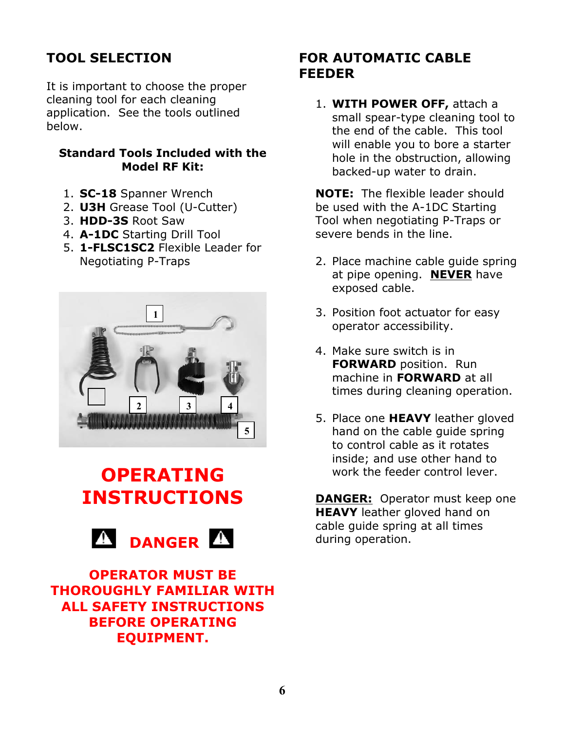## TOOL SELECTION

It is important to choose the proper cleaning tool for each cleaning application. See the tools outlined below.

**Standard Tools Included with the Model RF Kit:**

1. **SC-18** Spanner Wrench
2. **U3H** Grease Tool (U-Cutter)
3. **HDD-3S** Root Saw
4. **A-1DC** Starting Drill Tool
5. **1-FLSC1SC2** Flexible Leader for Negotiating P-Traps

# OPERATING INSTRUCTIONS

## DANGER

**OPERATOR MUST BE THOROUGHLY FAMILIAR WITH ALL SAFETY INSTRUCTIONS BEFORE OPERATING EQUIPMENT.**

## FOR AUTOMATIC CABLE FEEDER

1. **WITH POWER OFF,** attach a small spear-type cleaning tool to the end of the cable. This tool will enable you to bore a starter hole in the obstruction, allowing backed-up water to drain.

**NOTE:** The flexible leader should be used with the A-1DC Starting Tool when negotiating P-Traps or severe bends in the line.

2. Place machine cable guide spring at pipe opening. **NEVER** have exposed cable.

3. Position foot actuator for easy operator accessibility.

4. Make sure switch is in **FORWARD** position. Run machine in **FORWARD** at all times during cleaning operation.

5. Place one **HEAVY** leather gloved hand on the cable guide spring to control cable as it rotates inside; and use other hand to work the feeder control lever.

**DANGER:** Operator must keep one **HEAVY** leather gloved hand on cable guide spring at all times during operation.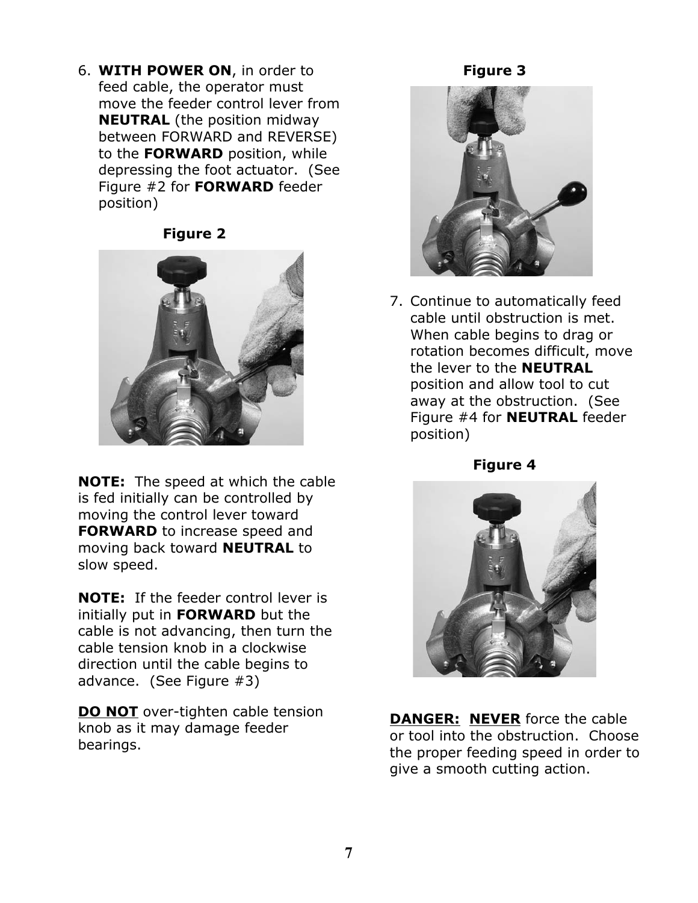6. **WITH POWER ON**, in order to feed cable, the operator must move the feeder control lever from **NEUTRAL** (the position midway between FORWARD and REVERSE) to the **FORWARD** position, while depressing the foot actuator. (See Figure #2 for **FORWARD** feeder position)

**Figure 2**

**NOTE:** The speed at which the cable is fed initially can be controlled by moving the control lever toward **FORWARD** to increase speed and moving back toward **NEUTRAL** to slow speed.

**NOTE:** If the feeder control lever is initially put in **FORWARD** but the cable is not advancing, then turn the cable tension knob in a clockwise direction until the cable begins to advance. (See Figure #3)

**DO NOT** over-tighten cable tension knob as it may damage feeder bearings.

**Figure 3**

7. Continue to automatically feed cable until obstruction is met. When cable begins to drag or rotation becomes difficult, move the lever to the **NEUTRAL** position and allow tool to cut away at the obstruction. (See Figure #4 for **NEUTRAL** feeder position)

**Figure 4**

**DANGER:** **NEVER** force the cable or tool into the obstruction. Choose the proper feeding speed in order to give a smooth cutting action.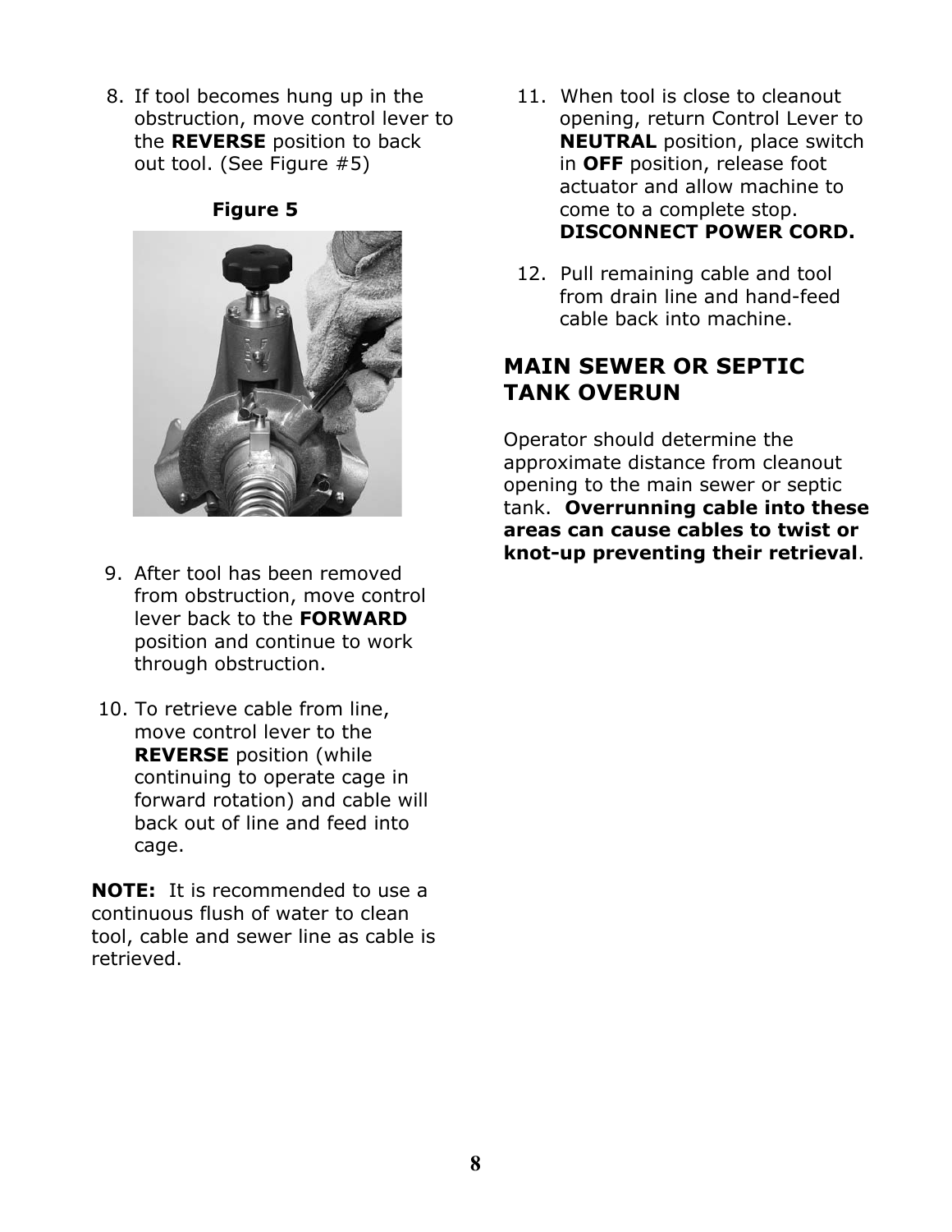8. If tool becomes hung up in the obstruction, move control lever to the **REVERSE** position to back out tool. (See Figure #5)

**Figure 5**

9. After tool has been removed from obstruction, move control lever back to the **FORWARD** position and continue to work through obstruction.

10. To retrieve cable from line, move control lever to the **REVERSE** position (while continuing to operate cage in forward rotation) and cable will back out of line and feed into cage.

**NOTE:** It is recommended to use a continuous flush of water to clean tool, cable and sewer line as cable is retrieved.

11. When tool is close to cleanout opening, return Control Lever to **NEUTRAL** position, place switch in **OFF** position, release foot actuator and allow machine to come to a complete stop. **DISCONNECT POWER CORD.**

12. Pull remaining cable and tool from drain line and hand-feed cable back into machine.

## MAIN SEWER OR SEPTIC TANK OVERUN

Operator should determine the approximate distance from cleanout opening to the main sewer or septic tank. **Overrunning cable into these areas can cause cables to twist or knot-up preventing their retrieval**.